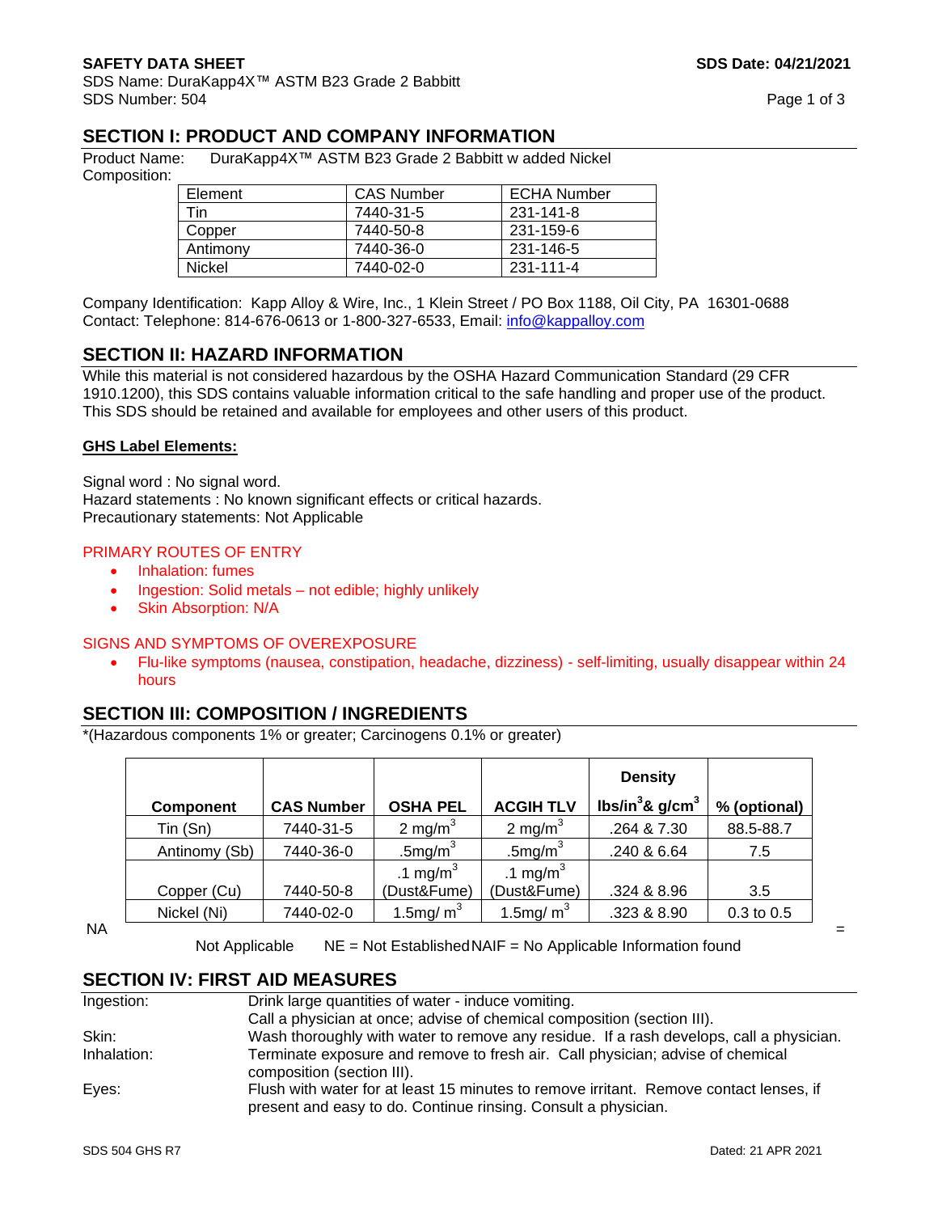**SAFETY DATA SHEET** **SDS Date: 04/21/2021**

SDS Name: DuraKapp4X™ ASTM B23 Grade 2 Babbitt
SDS Number: 504

## SECTION I: PRODUCT AND COMPANY INFORMATION

Product Name: DuraKapp4X™ ASTM B23 Grade 2 Babbitt w added Nickel
Composition:

| Element | CAS Number | ECHA Number |
|---|---|---|
| Tin | 7440-31-5 | 231-141-8 |
| Copper | 7440-50-8 | 231-159-6 |
| Antimony | 7440-36-0 | 231-146-5 |
| Nickel | 7440-02-0 | 231-111-4 |

Company Identification: Kapp Alloy & Wire, Inc., 1 Klein Street / PO Box 1188, Oil City, PA 16301-0688
Contact: Telephone: 814-676-0613 or 1-800-327-6533, Email: info@kappalloy.com

## SECTION II: HAZARD INFORMATION

While this material is not considered hazardous by the OSHA Hazard Communication Standard (29 CFR 1910.1200), this SDS contains valuable information critical to the safe handling and proper use of the product. This SDS should be retained and available for employees and other users of this product.

**GHS Label Elements:**

Signal word : No signal word.
Hazard statements : No known significant effects or critical hazards.
Precautionary statements: Not Applicable

PRIMARY ROUTES OF ENTRY

- Inhalation: fumes
- Ingestion: Solid metals – not edible; highly unlikely
- Skin Absorption: N/A

SIGNS AND SYMPTOMS OF OVEREXPOSURE

- Flu-like symptoms (nausea, constipation, headache, dizziness) - self-limiting, usually disappear within 24 hours

## SECTION III: COMPOSITION / INGREDIENTS

*(Hazardous components 1% or greater; Carcinogens 0.1% or greater)

| Component | CAS Number | OSHA PEL | ACGIH TLV | Density lbs/in$^3$& g/cm$^3$ | % (optional) |
|---|---|---|---|---|---|
| Tin (Sn) | 7440-31-5 | 2 mg/m$^3$ | 2 mg/m$^3$ | .264 & 7.30 | 88.5-88.7 |
| Antimony (Sb) | 7440-36-0 | .5mg/m$^3$ | .5mg/m$^3$ | .240 & 6.64 | 7.5 |
| Copper (Cu) | 7440-50-8 | .1 mg/m$^3$ (Dust&Fume) | .1 mg/m$^3$ (Dust&Fume) | .324 & 8.96 | 3.5 |
| Nickel (Ni) | 7440-02-0 | 1.5mg/ m$^3$ | 1.5mg/ m$^3$ | .323 & 8.90 | 0.3 to 0.5 |

NA = Not Applicable NE = Not Established NAIF = No Applicable Information found

## SECTION IV: FIRST AID MEASURES

| | |
|---|---|
| Ingestion: | Drink large quantities of water - induce vomiting. Call a physician at once; advise of chemical composition (section III). |
| Skin: | Wash thoroughly with water to remove any residue. If a rash develops, call a physician. |
| Inhalation: | Terminate exposure and remove to fresh air. Call physician; advise of chemical composition (section III). |
| Eyes: | Flush with water for at least 15 minutes to remove irritant. Remove contact lenses, if present and easy to do. Continue rinsing. Consult a physician. |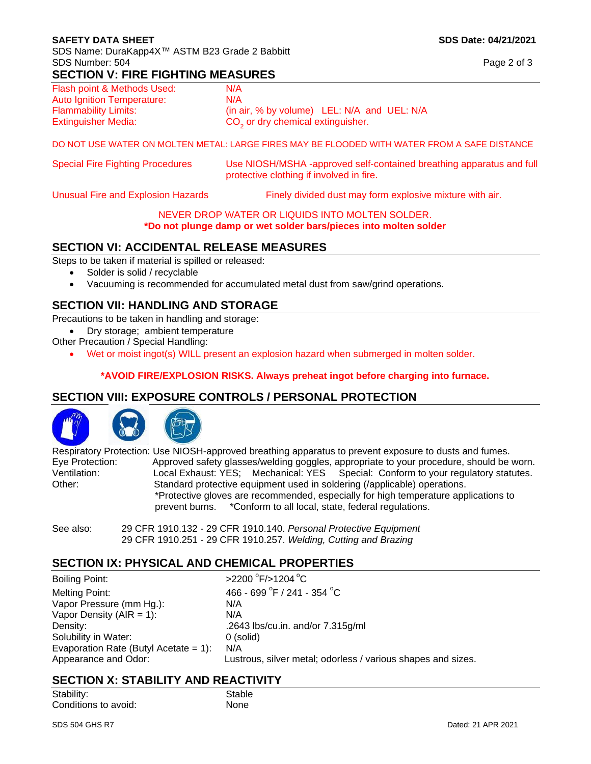## SECTION V: FIRE FIGHTING MEASURES

| | |
|---|---|
| Flash point & Methods Used: | N/A |
| Auto Ignition Temperature: | N/A |
| Flammability Limits: | (in air, % by volume) LEL: N/A and UEL: N/A |
| Extinguisher Media: | $CO_2$ or dry chemical extinguisher. |

DO NOT USE WATER ON MOLTEN METAL: LARGE FIRES MAY BE FLOODED WITH WATER FROM A SAFE DISTANCE

| | |
|---|---|
| Special Fire Fighting Procedures | Use NIOSH/MSHA -approved self-contained breathing apparatus and full protective clothing if involved in fire. |
| Unusual Fire and Explosion Hazards | Finely divided dust may form explosive mixture with air. |

NEVER DROP WATER OR LIQUIDS INTO MOLTEN SOLDER.

**\*Do not plunge damp or wet solder bars/pieces into molten solder**

## SECTION VI: ACCIDENTAL RELEASE MEASURES

Steps to be taken if material is spilled or released:

- Solder is solid / recyclable
- Vacuuming is recommended for accumulated metal dust from saw/grind operations.

## SECTION VII: HANDLING AND STORAGE

Precautions to be taken in handling and storage:

- Dry storage; ambient temperature

Other Precaution / Special Handling:

- Wet or moist ingot(s) WILL present an explosion hazard when submerged in molten solder.

**\*AVOID FIRE/EXPLOSION RISKS. Always preheat ingot before charging into furnace.**

## SECTION VIII: EXPOSURE CONTROLS / PERSONAL PROTECTION

Respiratory Protection: Use NIOSH-approved breathing apparatus to prevent exposure to dusts and fumes.

Eye Protection: Approved safety glasses/welding goggles, appropriate to your procedure, should be worn.

Ventilation: Local Exhaust: YES; Mechanical: YES Special: Conform to your regulatory statutes.

Other: Standard protective equipment used in soldering (/applicable) operations.
\*Protective gloves are recommended, especially for high temperature applications to prevent burns. \*Conform to all local, state, federal regulations.

See also: 29 CFR 1910.132 - 29 CFR 1910.140. *Personal Protective Equipment*
29 CFR 1910.251 - 29 CFR 1910.257. *Welding, Cutting and Brazing*

## SECTION IX: PHYSICAL AND CHEMICAL PROPERTIES

| | |
|---|---|
| Boiling Point: | >2200 °F/>1204 °C |
| Melting Point: | 466 - 699 °F / 241 - 354 °C |
| Vapor Pressure (mm Hg.): | N/A |
| Vapor Density (AIR = 1): | N/A |
| Density: | .2643 lbs/cu.in. and/or 7.315g/ml |
| Solubility in Water: | 0 (solid) |
| Evaporation Rate (Butyl Acetate = 1): | N/A |
| Appearance and Odor: | Lustrous, silver metal; odorless / various shapes and sizes. |

## SECTION X: STABILITY AND REACTIVITY

| | |
|---|---|
| Stability: | Stable |
| Conditions to avoid: | None |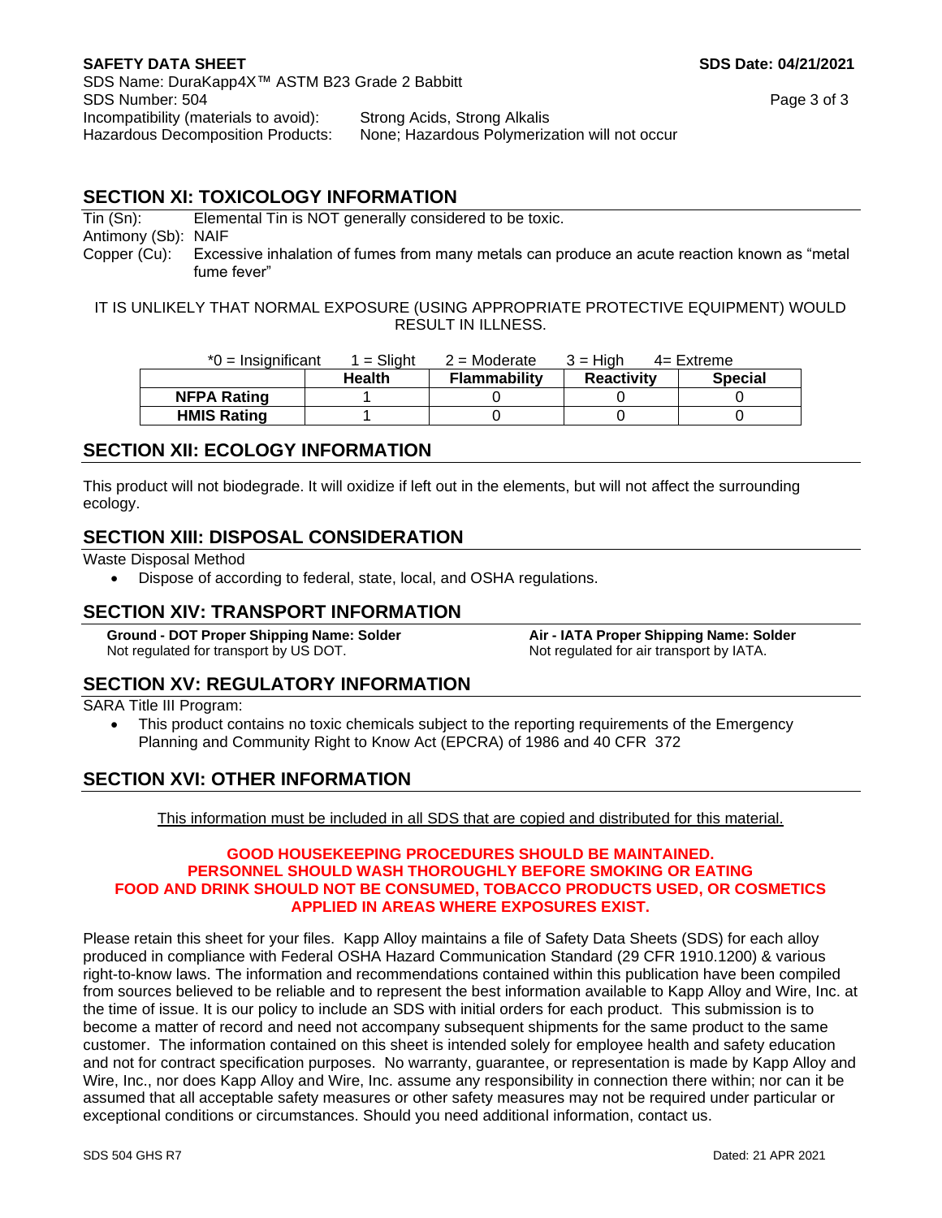SDS Name: DuraKapp4X™ ASTM B23 Grade 2 Babbitt
SDS Number: 504

Incompatibility (materials to avoid): Strong Acids, Strong Alkalis
Hazardous Decomposition Products: None; Hazardous Polymerization will not occur

## SECTION XI: TOXICOLOGY INFORMATION

Tin (Sn): Elemental Tin is NOT generally considered to be toxic.
Antimony (Sb): NAIF
Copper (Cu): Excessive inhalation of fumes from many metals can produce an acute reaction known as "metal fume fever"

IT IS UNLIKELY THAT NORMAL EXPOSURE (USING APPROPRIATE PROTECTIVE EQUIPMENT) WOULD RESULT IN ILLNESS.

*0 = Insignificant 1 = Slight 2 = Moderate 3 = High 4= Extreme

| | Health | Flammability | Reactivity | Special |
|---|---|---|---|---|
| **NFPA Rating** | 1 | 0 | 0 | 0 |
| **HMIS Rating** | 1 | 0 | 0 | 0 |

## SECTION XII: ECOLOGY INFORMATION

This product will not biodegrade. It will oxidize if left out in the elements, but will not affect the surrounding ecology.

## SECTION XIII: DISPOSAL CONSIDERATION

Waste Disposal Method

- Dispose of according to federal, state, local, and OSHA regulations.

## SECTION XIV: TRANSPORT INFORMATION

**Ground - DOT Proper Shipping Name: Solder**
Not regulated for transport by US DOT.

**Air - IATA Proper Shipping Name: Solder**
Not regulated for air transport by IATA.

## SECTION XV: REGULATORY INFORMATION

SARA Title III Program:

- This product contains no toxic chemicals subject to the reporting requirements of the Emergency Planning and Community Right to Know Act (EPCRA) of 1986 and 40 CFR 372

## SECTION XVI: OTHER INFORMATION

<u>This information must be included in all SDS that are copied and distributed for this material.</u>

**GOOD HOUSEKEEPING PROCEDURES SHOULD BE MAINTAINED.**
**PERSONNEL SHOULD WASH THOROUGHLY BEFORE SMOKING OR EATING**
**FOOD AND DRINK SHOULD NOT BE CONSUMED, TOBACCO PRODUCTS USED, OR COSMETICS APPLIED IN AREAS WHERE EXPOSURES EXIST.**

Please retain this sheet for your files. Kapp Alloy maintains a file of Safety Data Sheets (SDS) for each alloy produced in compliance with Federal OSHA Hazard Communication Standard (29 CFR 1910.1200) & various right-to-know laws. The information and recommendations contained within this publication have been compiled from sources believed to be reliable and to represent the best information available to Kapp Alloy and Wire, Inc. at the time of issue. It is our policy to include an SDS with initial orders for each product. This submission is to become a matter of record and need not accompany subsequent shipments for the same product to the same customer. The information contained on this sheet is intended solely for employee health and safety education and not for contract specification purposes. No warranty, guarantee, or representation is made by Kapp Alloy and Wire, Inc., nor does Kapp Alloy and Wire, Inc. assume any responsibility in connection there within; nor can it be assumed that all acceptable safety measures or other safety measures may not be required under particular or exceptional conditions or circumstances. Should you need additional information, contact us.